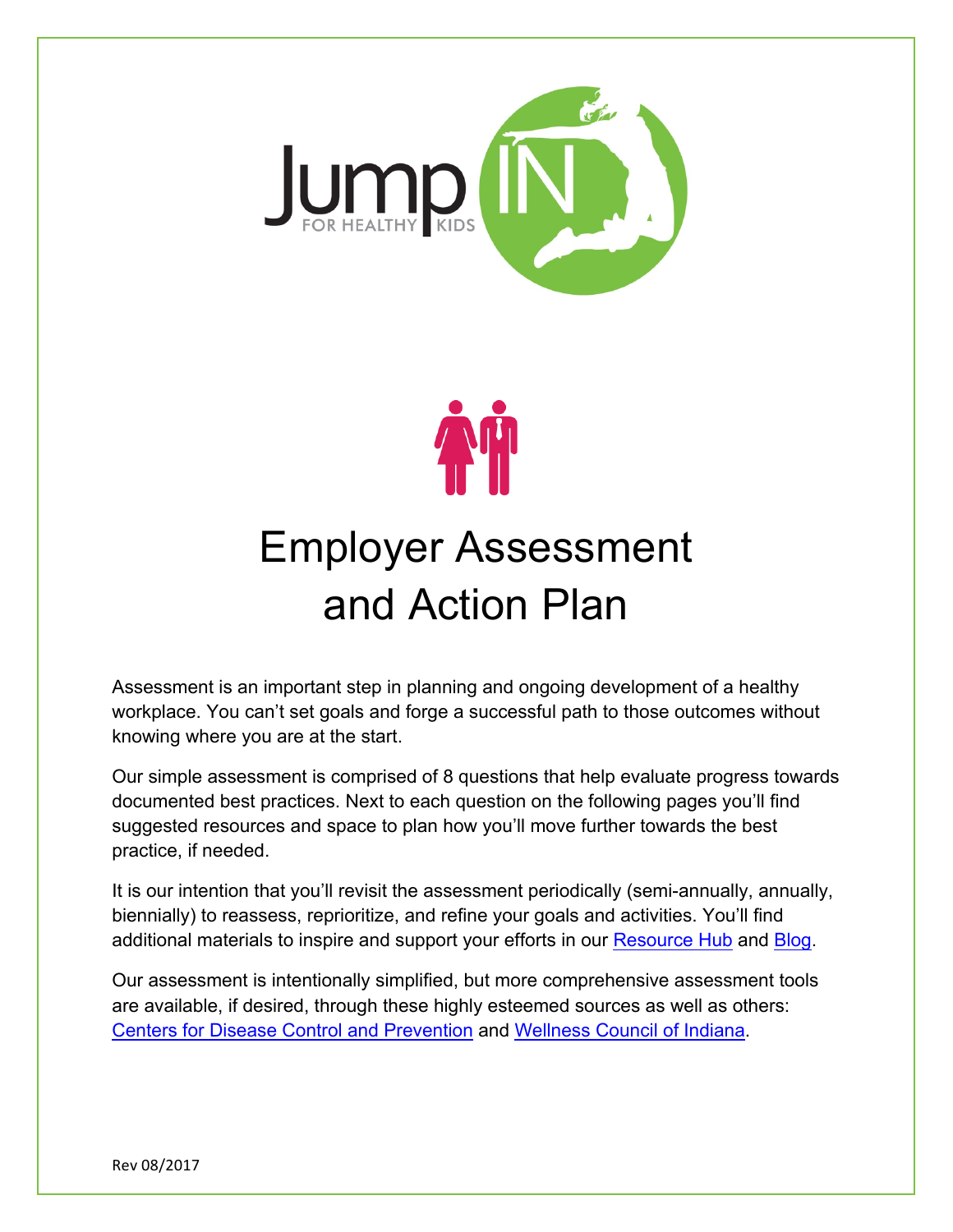# Employer Assessment and Action Plan

Assessment is an important step in planning and ongoing development of a healthy workplace. You can't set goals and forge a successful path to those outcomes without knowing where you are at the start.

Our simple assessment is comprised of 8 questions that help evaluate progress towards documented best practices. Next to each question on the following pages you'll find suggested resources and space to plan how you'll move further towards the best practice, if needed.

It is our intention that you'll revisit the assessment periodically (semi-annually, annually, biennially) to reassess, reprioritize, and refine your goals and activities. You'll find additional materials to inspire and support your efforts in our Resource Hub and Blog.

Our assessment is intentionally simplified, but more comprehensive assessment tools are available, if desired, through these highly esteemed sources as well as others: Centers for Disease Control and Prevention and Wellness Council of Indiana.

Rev 08/2017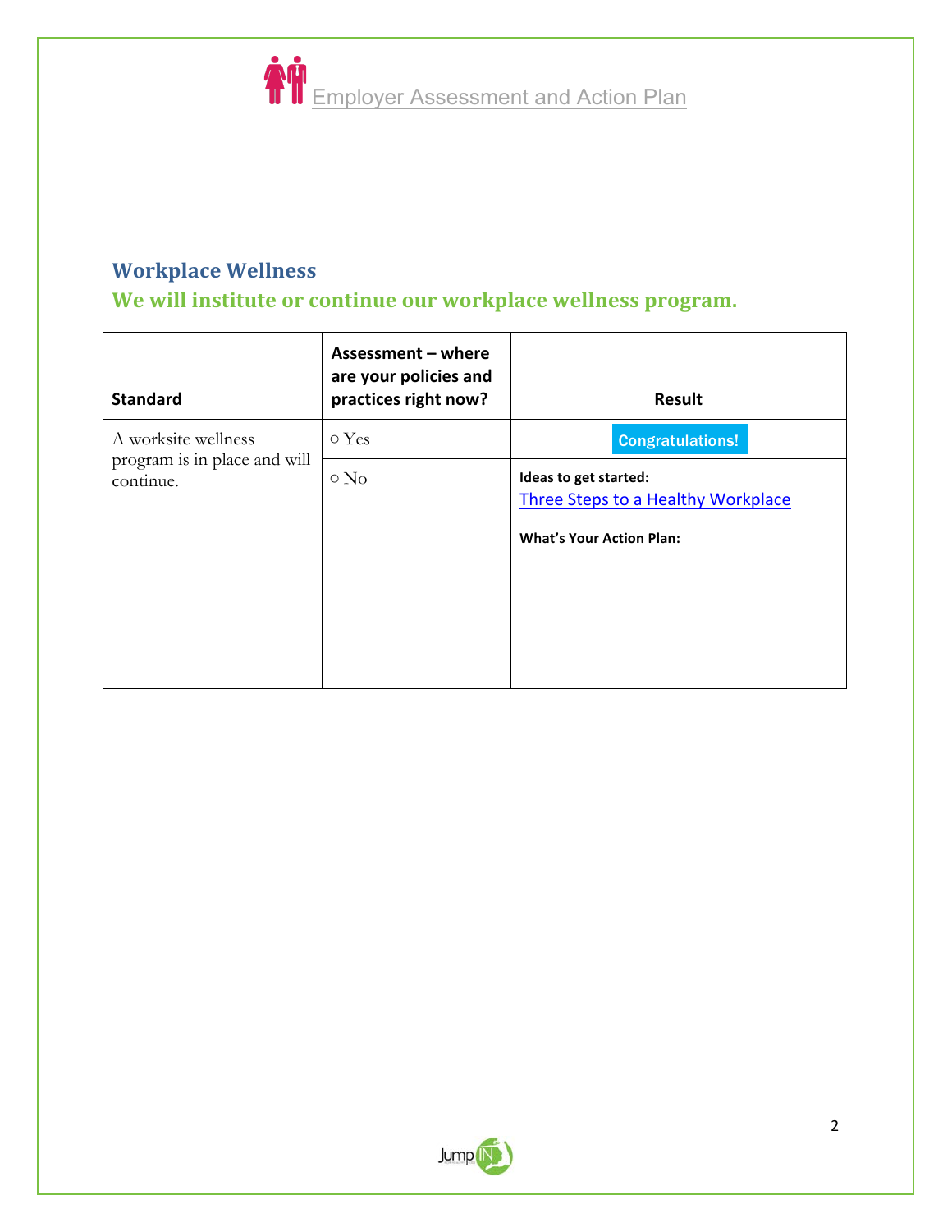Employer Assessment and Action Plan

## Workplace Wellness

### We will institute or continue our workplace wellness program.

| Standard | Assessment – where are your policies and practices right now? | Result |
|---|---|---|
| A worksite wellness program is in place and will continue. | ○ Yes | Congratulations! |
| | ○ No | **Ideas to get started:** Three Steps to a Healthy Workplace<br><br>**What's Your Action Plan:** |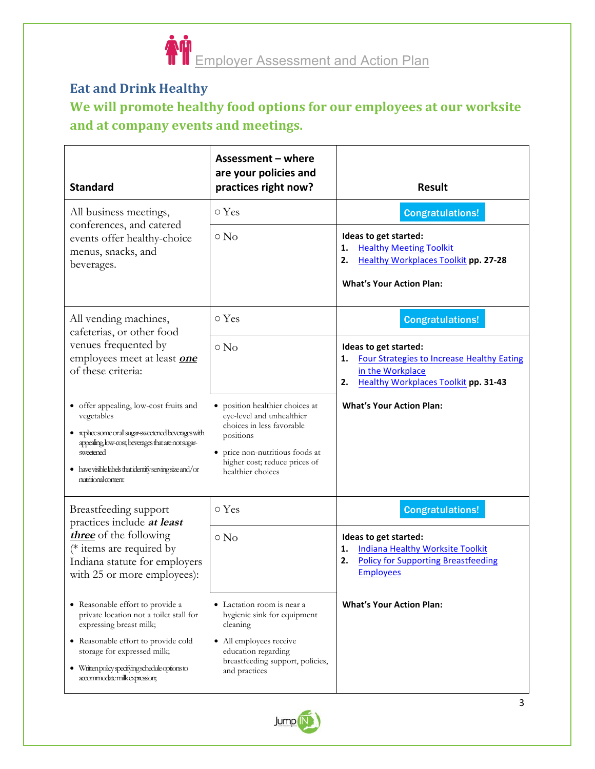Employer Assessment and Action Plan

## Eat and Drink Healthy

## We will promote healthy food options for our employees at our worksite and at company events and meetings.

| Standard | Assessment – where are your policies and practices right now? | Result |
|---|---|---|
| All business meetings, conferences, and catered events offer healthy-choice menus, snacks, and beverages. | ○ Yes | Congratulations! |
| | ○ No | **Ideas to get started:** 1. Healthy Meeting Toolkit 2. Healthy Workplaces Toolkit **pp. 27-28** **What's Your Action Plan:** |
| All vending machines, cafeterias, or other food venues frequented by employees meet at least ***one*** of these criteria: | ○ Yes | Congratulations! |
| | ○ No | **Ideas to get started:** 1. Four Strategies to Increase Healthy Eating in the Workplace 2. Healthy Workplaces Toolkit **pp. 31-43** **What's Your Action Plan:** |
| • offer appealing, low-cost fruits and vegetables • replace some or all sugar-sweetened beverages with appealing, low-cost, beverages that are not sugar-sweetened • have visible labels that identify serving size and/or nutritional content | • position healthier choices at eye-level and unhealthier choices in less favorable positions • price non-nutritious foods at higher cost; reduce prices of healthier choices | |
| Breastfeeding support practices include ***at least three*** of the following (* items are required by Indiana statute for employers with 25 or more employees): | ○ Yes | Congratulations! |
| | ○ No | **Ideas to get started:** 1. Indiana Healthy Worksite Toolkit 2. Policy for Supporting Breastfeeding Employees **What's Your Action Plan:** |
| • Reasonable effort to provide a private location not a toilet stall for expressing breast milk; • Reasonable effort to provide cold storage for expressed milk; • Written policy specifying schedule options to accommodate milk expression; | • Lactation room is near a hygienic sink for equipment cleaning • All employees receive education regarding breastfeeding support, policies, and practices | |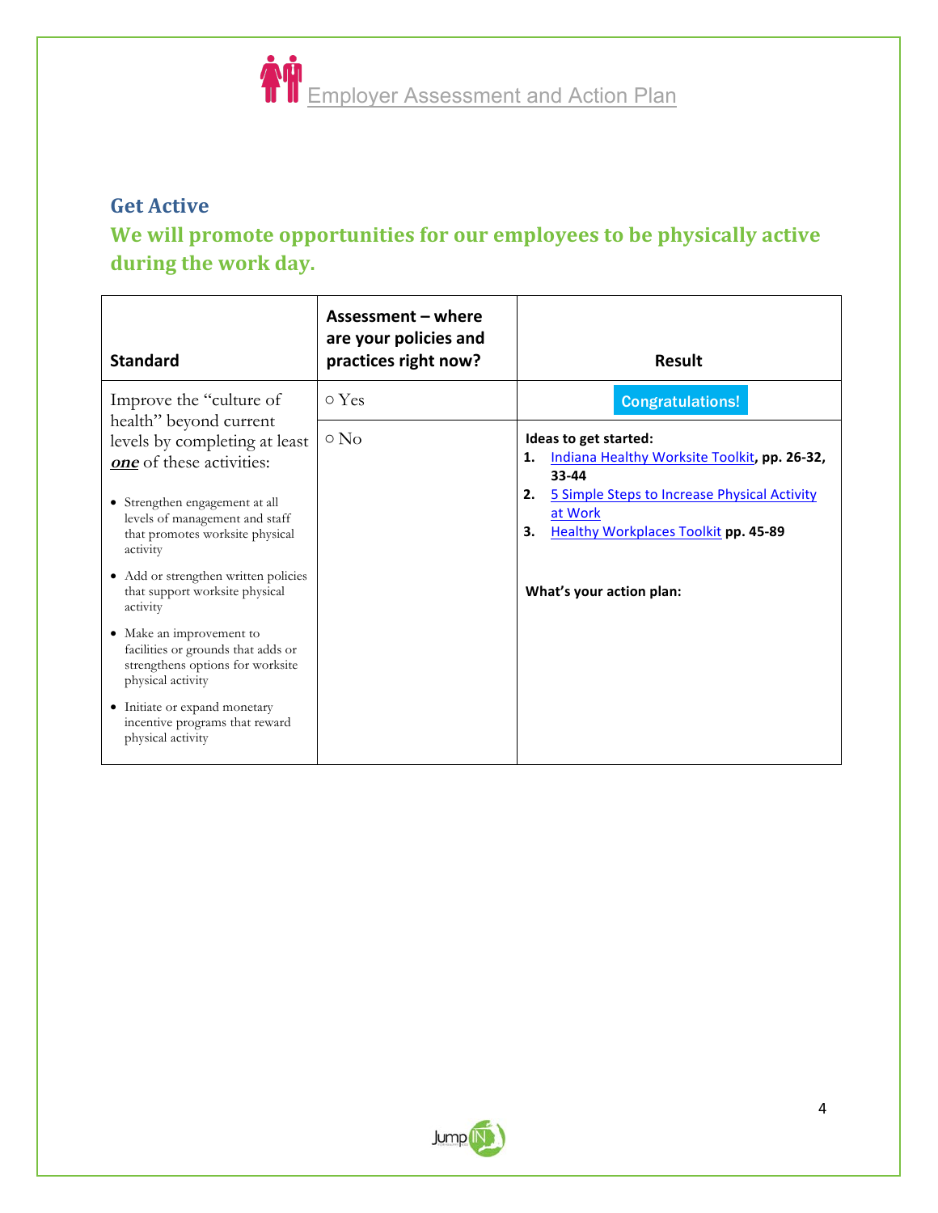Employer Assessment and Action Plan

## Get Active

### We will promote opportunities for our employees to be physically active during the work day.

| Standard | Assessment – where are your policies and practices right now? | Result |
|---|---|---|
| Improve the "culture of health" beyond current levels by completing at least ***one*** of these activities:<br><br>• Strengthen engagement at all levels of management and staff that promotes worksite physical activity<br>• Add or strengthen written policies that support worksite physical activity<br>• Make an improvement to facilities or grounds that adds or strengthens options for worksite physical activity<br>• Initiate or expand monetary incentive programs that reward physical activity | ○ Yes | Congratulations! |
| | ○ No | **Ideas to get started:**<br>1. Indiana Healthy Worksite Toolkit, **pp. 26-32, 33-44**<br>2. 5 Simple Steps to Increase Physical Activity at Work<br>3. Healthy Workplaces Toolkit **pp. 45-89**<br><br>**What's your action plan:** |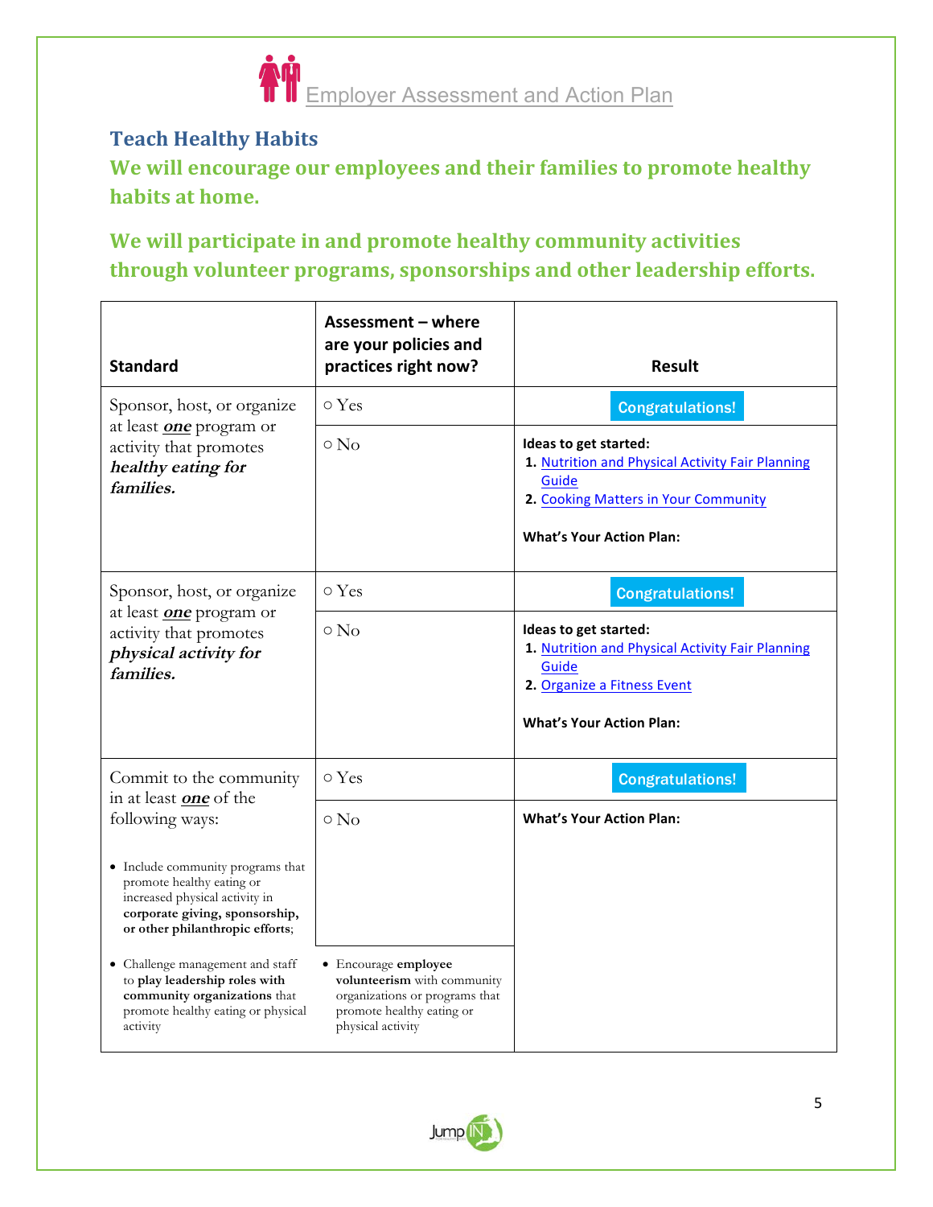Employer Assessment and Action Plan

## Teach Healthy Habits

**We will encourage our employees and their families to promote healthy habits at home.**

**We will participate in and promote healthy community activities through volunteer programs, sponsorships and other leadership efforts.**

| Standard | Assessment – where are your policies and practices right now? | Result |
|---|---|---|
| Sponsor, host, or organize at least ***one*** program or activity that promotes ***healthy eating for families.*** | ○ Yes | Congratulations! |
| | ○ No | **Ideas to get started:**<br>1. Nutrition and Physical Activity Fair Planning Guide<br>2. Cooking Matters in Your Community<br><br>**What's Your Action Plan:** |
| Sponsor, host, or organize at least ***one*** program or activity that promotes ***physical activity for families.*** | ○ Yes | Congratulations! |
| | ○ No | **Ideas to get started:**<br>1. Nutrition and Physical Activity Fair Planning Guide<br>2. Organize a Fitness Event<br><br>**What's Your Action Plan:** |
| Commit to the community in at least ***one*** of the following ways:<br>• Include community programs that promote healthy eating or increased physical activity in **corporate giving, sponsorship, or other philanthropic efforts**;<br>• Challenge management and staff to **play leadership roles with community organizations** that promote healthy eating or physical activity<br>• Encourage **employee volunteerism** with community organizations or programs that promote healthy eating or physical activity | ○ Yes | Congratulations! |
| | ○ No | **What's Your Action Plan:** |